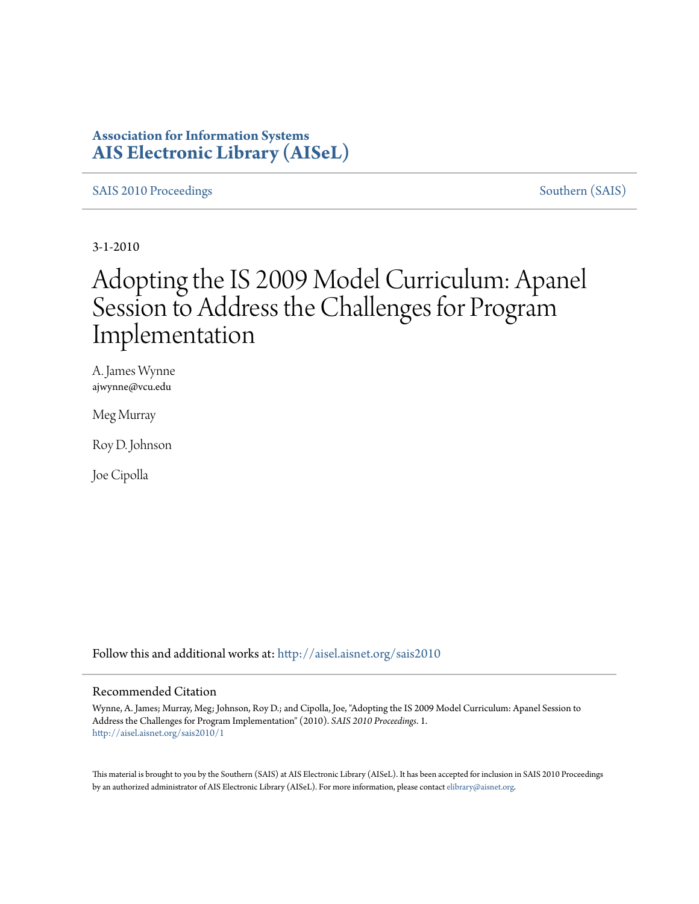**Association for Information Systems**
**AIS Electronic Library (AISeL)**

SAIS 2010 Proceedings | Southern (SAIS)

3-1-2010

# Adopting the IS 2009 Model Curriculum: Apanel Session to Address the Challenges for Program Implementation

A. James Wynne
ajwynne@vcu.edu

Meg Murray

Roy D. Johnson

Joe Cipolla

Follow this and additional works at: http://aisel.aisnet.org/sais2010

## Recommended Citation

Wynne, A. James; Murray, Meg; Johnson, Roy D.; and Cipolla, Joe, "Adopting the IS 2009 Model Curriculum: Apanel Session to Address the Challenges for Program Implementation" (2010). *SAIS 2010 Proceedings*. 1.
http://aisel.aisnet.org/sais2010/1

This material is brought to you by the Southern (SAIS) at AIS Electronic Library (AISeL). It has been accepted for inclusion in SAIS 2010 Proceedings by an authorized administrator of AIS Electronic Library (AISeL). For more information, please contact elibrary@aisnet.org.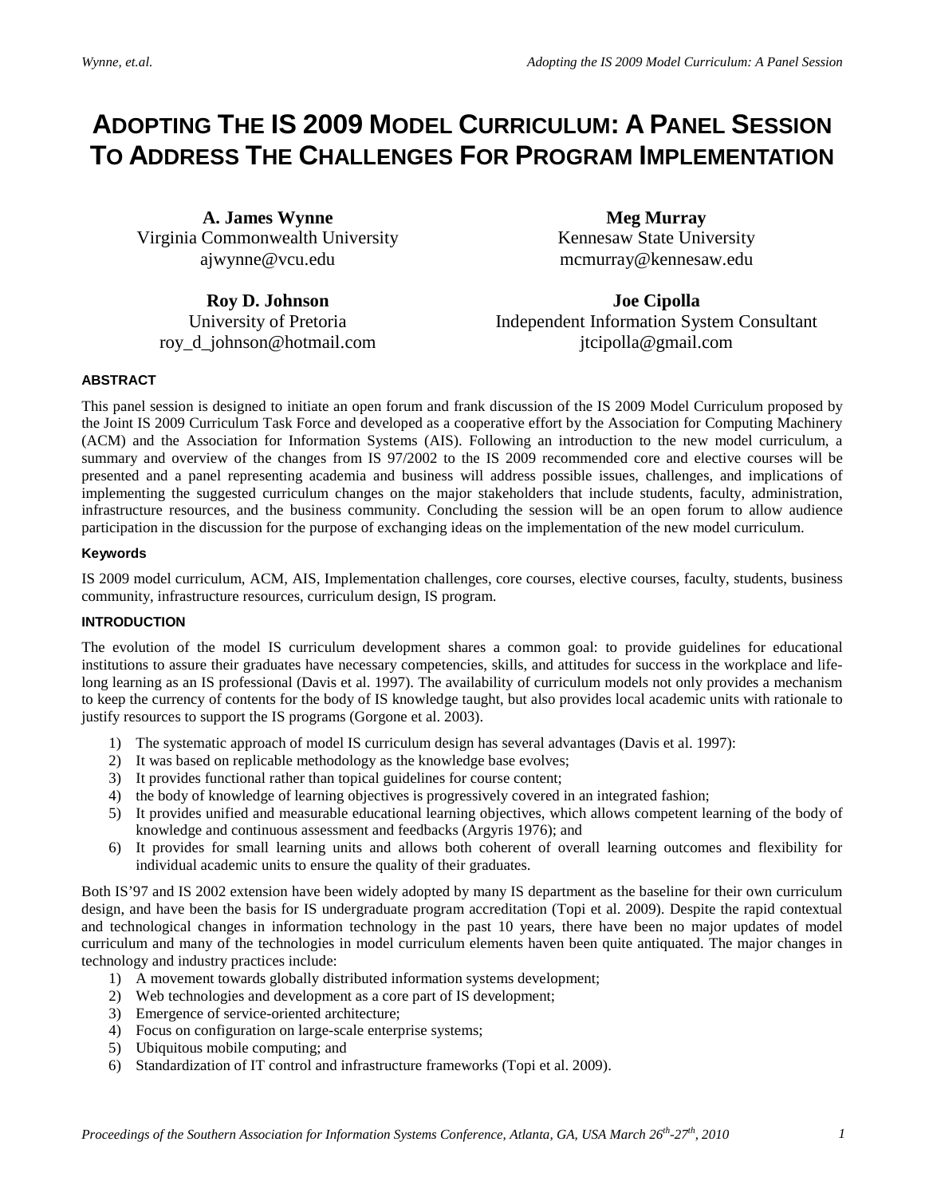# ADOPTING THE IS 2009 MODEL CURRICULUM: A PANEL SESSION TO ADDRESS THE CHALLENGES FOR PROGRAM IMPLEMENTATION

**A. James Wynne**
Virginia Commonwealth University
ajwynne@vcu.edu

**Meg Murray**
Kennesaw State University
mcmurray@kennesaw.edu

**Roy D. Johnson**
University of Pretoria
roy_d_johnson@hotmail.com

**Joe Cipolla**
Independent Information System Consultant
jtcipolla@gmail.com

#### ABSTRACT

This panel session is designed to initiate an open forum and frank discussion of the IS 2009 Model Curriculum proposed by the Joint IS 2009 Curriculum Task Force and developed as a cooperative effort by the Association for Computing Machinery (ACM) and the Association for Information Systems (AIS). Following an introduction to the new model curriculum, a summary and overview of the changes from IS 97/2002 to the IS 2009 recommended core and elective courses will be presented and a panel representing academia and business will address possible issues, challenges, and implications of implementing the suggested curriculum changes on the major stakeholders that include students, faculty, administration, infrastructure resources, and the business community. Concluding the session will be an open forum to allow audience participation in the discussion for the purpose of exchanging ideas on the implementation of the new model curriculum.

#### Keywords

IS 2009 model curriculum, ACM, AIS, Implementation challenges, core courses, elective courses, faculty, students, business community, infrastructure resources, curriculum design, IS program.

#### INTRODUCTION

The evolution of the model IS curriculum development shares a common goal: to provide guidelines for educational institutions to assure their graduates have necessary competencies, skills, and attitudes for success in the workplace and life-long learning as an IS professional (Davis et al. 1997). The availability of curriculum models not only provides a mechanism to keep the currency of contents for the body of IS knowledge taught, but also provides local academic units with rationale to justify resources to support the IS programs (Gorgone et al. 2003).

1) The systematic approach of model IS curriculum design has several advantages (Davis et al. 1997):
2) It was based on replicable methodology as the knowledge base evolves;
3) It provides functional rather than topical guidelines for course content;
4) the body of knowledge of learning objectives is progressively covered in an integrated fashion;
5) It provides unified and measurable educational learning objectives, which allows competent learning of the body of knowledge and continuous assessment and feedbacks (Argyris 1976); and
6) It provides for small learning units and allows both coherent of overall learning outcomes and flexibility for individual academic units to ensure the quality of their graduates.

Both IS'97 and IS 2002 extension have been widely adopted by many IS department as the baseline for their own curriculum design, and have been the basis for IS undergraduate program accreditation (Topi et al. 2009). Despite the rapid contextual and technological changes in information technology in the past 10 years, there have been no major updates of model curriculum and many of the technologies in model curriculum elements haven been quite antiquated. The major changes in technology and industry practices include:

1) A movement towards globally distributed information systems development;
2) Web technologies and development as a core part of IS development;
3) Emergence of service-oriented architecture;
4) Focus on configuration on large-scale enterprise systems;
5) Ubiquitous mobile computing; and
6) Standardization of IT control and infrastructure frameworks (Topi et al. 2009).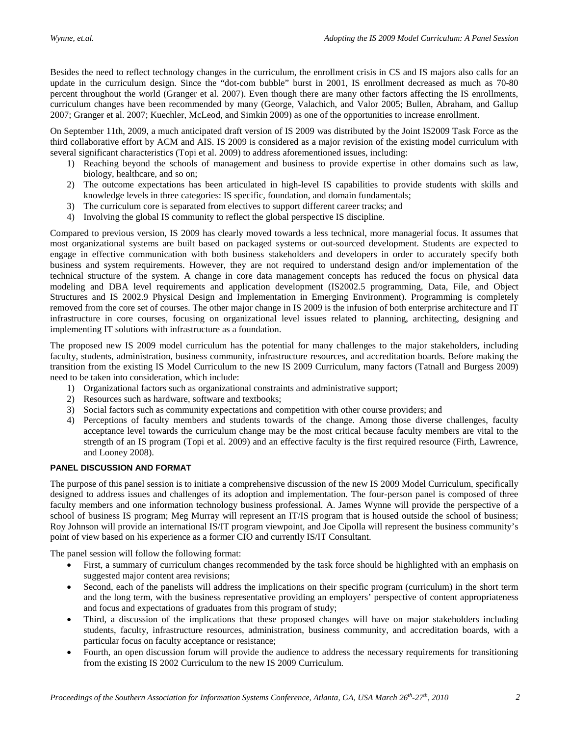Besides the need to reflect technology changes in the curriculum, the enrollment crisis in CS and IS majors also calls for an update in the curriculum design. Since the "dot-com bubble" burst in 2001, IS enrollment decreased as much as 70-80 percent throughout the world (Granger et al. 2007). Even though there are many other factors affecting the IS enrollments, curriculum changes have been recommended by many (George, Valachich, and Valor 2005; Bullen, Abraham, and Gallup 2007; Granger et al. 2007; Kuechler, McLeod, and Simkin 2009) as one of the opportunities to increase enrollment.

On September 11th, 2009, a much anticipated draft version of IS 2009 was distributed by the Joint IS2009 Task Force as the third collaborative effort by ACM and AIS. IS 2009 is considered as a major revision of the existing model curriculum with several significant characteristics (Topi et al. 2009) to address aforementioned issues, including:

1) Reaching beyond the schools of management and business to provide expertise in other domains such as law, biology, healthcare, and so on;
2) The outcome expectations has been articulated in high-level IS capabilities to provide students with skills and knowledge levels in three categories: IS specific, foundation, and domain fundamentals;
3) The curriculum core is separated from electives to support different career tracks; and
4) Involving the global IS community to reflect the global perspective IS discipline.

Compared to previous version, IS 2009 has clearly moved towards a less technical, more managerial focus. It assumes that most organizational systems are built based on packaged systems or out-sourced development. Students are expected to engage in effective communication with both business stakeholders and developers in order to accurately specify both business and system requirements. However, they are not required to understand design and/or implementation of the technical structure of the system. A change in core data management concepts has reduced the focus on physical data modeling and DBA level requirements and application development (IS2002.5 programming, Data, File, and Object Structures and IS 2002.9 Physical Design and Implementation in Emerging Environment). Programming is completely removed from the core set of courses. The other major change in IS 2009 is the infusion of both enterprise architecture and IT infrastructure in core courses, focusing on organizational level issues related to planning, architecting, designing and implementing IT solutions with infrastructure as a foundation.

The proposed new IS 2009 model curriculum has the potential for many challenges to the major stakeholders, including faculty, students, administration, business community, infrastructure resources, and accreditation boards. Before making the transition from the existing IS Model Curriculum to the new IS 2009 Curriculum, many factors (Tatnall and Burgess 2009) need to be taken into consideration, which include:

1) Organizational factors such as organizational constraints and administrative support;
2) Resources such as hardware, software and textbooks;
3) Social factors such as community expectations and competition with other course providers; and
4) Perceptions of faculty members and students towards of the change. Among those diverse challenges, faculty acceptance level towards the curriculum change may be the most critical because faculty members are vital to the strength of an IS program (Topi et al. 2009) and an effective faculty is the first required resource (Firth, Lawrence, and Looney 2008).

#### PANEL DISCUSSION AND FORMAT

The purpose of this panel session is to initiate a comprehensive discussion of the new IS 2009 Model Curriculum, specifically designed to address issues and challenges of its adoption and implementation. The four-person panel is composed of three faculty members and one information technology business professional. A. James Wynne will provide the perspective of a school of business IS program; Meg Murray will represent an IT/IS program that is housed outside the school of business; Roy Johnson will provide an international IS/IT program viewpoint, and Joe Cipolla will represent the business community's point of view based on his experience as a former CIO and currently IS/IT Consultant.

The panel session will follow the following format:

- First, a summary of curriculum changes recommended by the task force should be highlighted with an emphasis on suggested major content area revisions;
- Second, each of the panelists will address the implications on their specific program (curriculum) in the short term and the long term, with the business representative providing an employers' perspective of content appropriateness and focus and expectations of graduates from this program of study;
- Third, a discussion of the implications that these proposed changes will have on major stakeholders including students, faculty, infrastructure resources, administration, business community, and accreditation boards, with a particular focus on faculty acceptance or resistance;
- Fourth, an open discussion forum will provide the audience to address the necessary requirements for transitioning from the existing IS 2002 Curriculum to the new IS 2009 Curriculum.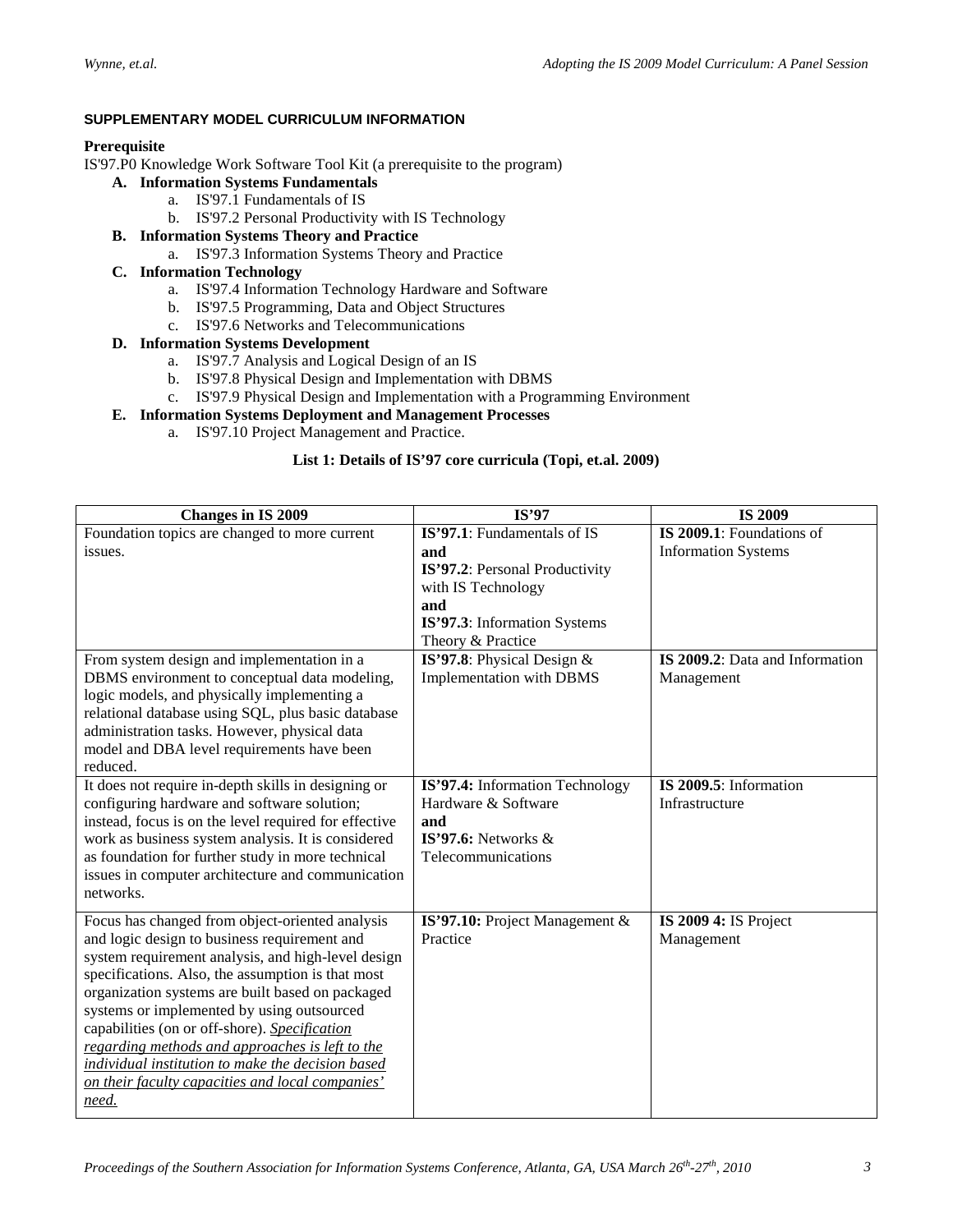### SUPPLEMENTARY MODEL CURRICULUM INFORMATION

**Prerequisite**

IS'97.P0 Knowledge Work Software Tool Kit (a prerequisite to the program)

- **A. Information Systems Fundamentals**
  - a. IS'97.1 Fundamentals of IS
  - b. IS'97.2 Personal Productivity with IS Technology
- **B. Information Systems Theory and Practice**
  - a. IS'97.3 Information Systems Theory and Practice
- **C. Information Technology**
  - a. IS'97.4 Information Technology Hardware and Software
  - b. IS'97.5 Programming, Data and Object Structures
  - c. IS'97.6 Networks and Telecommunications
- **D. Information Systems Development**
  - a. IS'97.7 Analysis and Logical Design of an IS
  - b. IS'97.8 Physical Design and Implementation with DBMS
  - c. IS'97.9 Physical Design and Implementation with a Programming Environment
- **E. Information Systems Deployment and Management Processes**
  - a. IS'97.10 Project Management and Practice.

**List 1: Details of IS'97 core curricula (Topi, et.al. 2009)**

| Changes in IS 2009 | IS'97 | IS 2009 |
| --- | --- | --- |
| Foundation topics are changed to more current issues. | **IS'97.1**: Fundamentals of IS **and** **IS'97.2**: Personal Productivity with IS Technology **and** **IS'97.3**: Information Systems Theory & Practice | **IS 2009.1**: Foundations of Information Systems |
| From system design and implementation in a DBMS environment to conceptual data modeling, logic models, and physically implementing a relational database using SQL, plus basic database administration tasks. However, physical data model and DBA level requirements have been reduced. | **IS'97.8**: Physical Design & Implementation with DBMS | **IS 2009.2**: Data and Information Management |
| It does not require in-depth skills in designing or configuring hardware and software solution; instead, focus is on the level required for effective work as business system analysis. It is considered as foundation for further study in more technical issues in computer architecture and communication networks. | **IS'97.4**: Information Technology Hardware & Software **and** **IS'97.6:** Networks & Telecommunications | **IS 2009.5**: Information Infrastructure |
| Focus has changed from object-oriented analysis and logic design to business requirement and system requirement analysis, and high-level design specifications. Also, the assumption is that most organization systems are built based on packaged systems or implemented by using outsourced capabilities (on or off-shore). *Specification regarding methods and approaches is left to the individual institution to make the decision based on their faculty capacities and local companies' need.* | **IS'97.10:** Project Management & Practice | **IS 2009 4:** IS Project Management |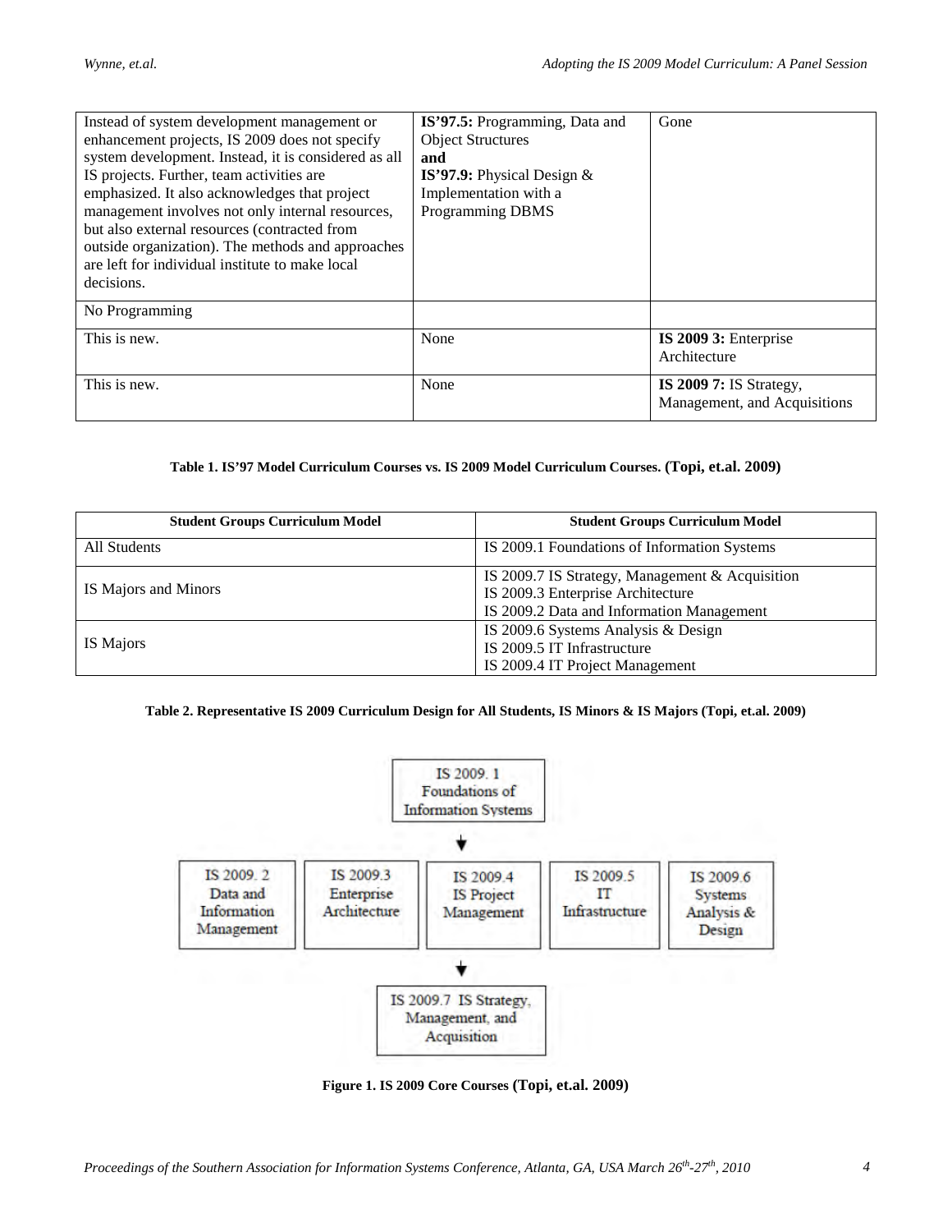| | | |
|---|---|---|
| Instead of system development management or enhancement projects, IS 2009 does not specify system development. Instead, it is considered as all IS projects. Further, team activities are emphasized. It also acknowledges that project management involves not only internal resources, but also external resources (contracted from outside organization). The methods and approaches are left for individual institute to make local decisions. | **IS'97.5:** Programming, Data and Object Structures **and** **IS'97.9:** Physical Design & Implementation with a Programming DBMS | Gone |
| No Programming | | |
| This is new. | None | **IS 2009 3:** Enterprise Architecture |
| This is new. | None | **IS 2009 7:** IS Strategy, Management, and Acquisitions |

**Table 1. IS'97 Model Curriculum Courses vs. IS 2009 Model Curriculum Courses. (Topi, et.al. 2009)**

| Student Groups Curriculum Model | Student Groups Curriculum Model |
|---|---|
| All Students | IS 2009.1 Foundations of Information Systems |
| IS Majors and Minors | IS 2009.7 IS Strategy, Management & Acquisition<br>IS 2009.3 Enterprise Architecture<br>IS 2009.2 Data and Information Management |
| IS Majors | IS 2009.6 Systems Analysis & Design<br>IS 2009.5 IT Infrastructure<br>IS 2009.4 IT Project Management |

**Table 2. Representative IS 2009 Curriculum Design for All Students, IS Minors & IS Majors (Topi, et.al. 2009)**

IS 2009. 1 Foundations of Information Systems

↓

IS 2009. 2 Data and Information Management | IS 2009.3 Enterprise Architecture | IS 2009.4 IS Project Management | IS 2009.5 IT Infrastructure | IS 2009.6 Systems Analysis & Design

↓

IS 2009.7 IS Strategy, Management, and Acquisition

**Figure 1. IS 2009 Core Courses (Topi, et.al. 2009)**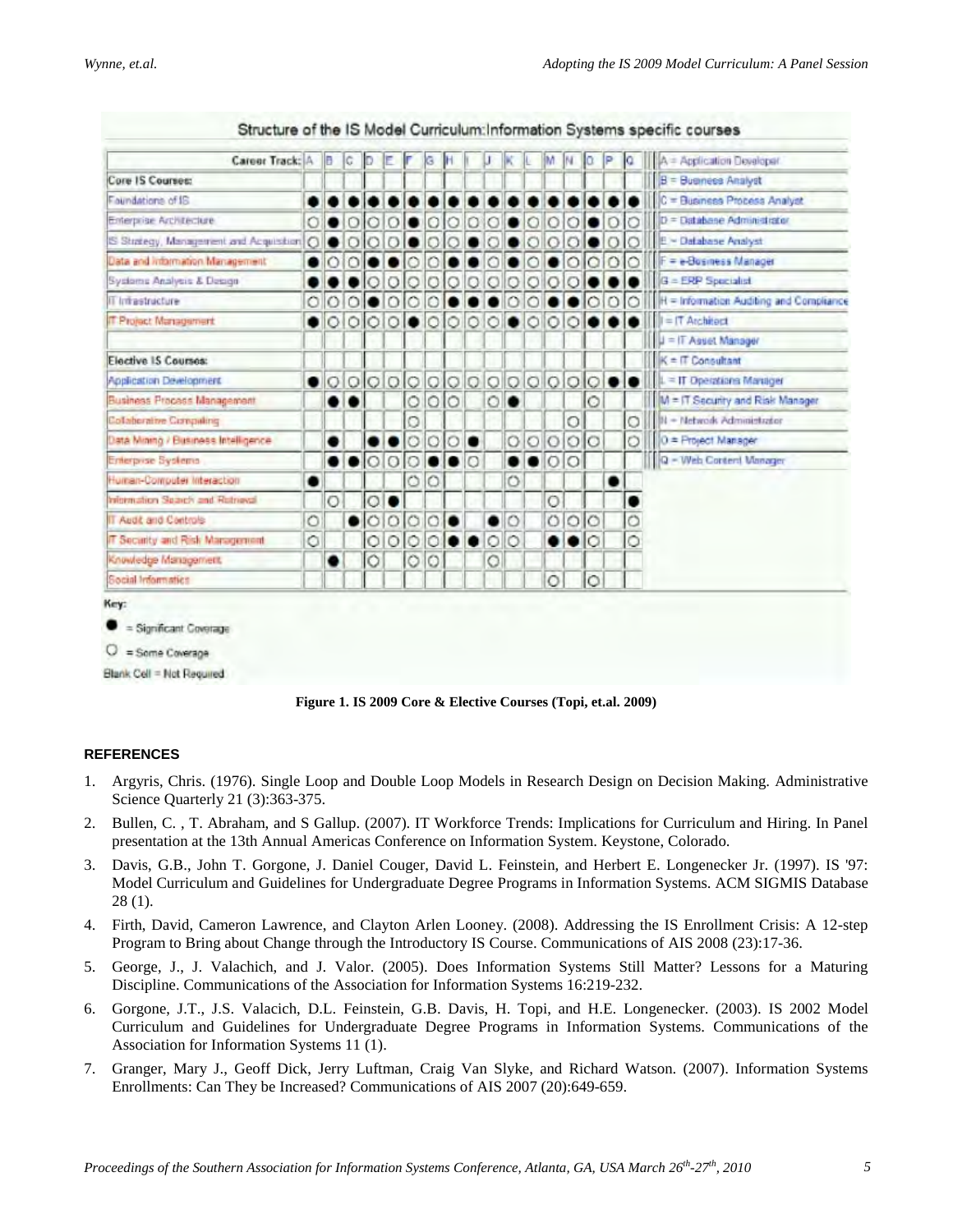**Structure of the IS Model Curriculum: Information Systems specific courses**

| Career Track: | A | B | C | D | E | F | G | H | I | J | K | L | M | N | O | P | Q |
|---|---|---|---|---|---|---|---|---|---|---|---|---|---|---|---|---|---|
| **Core IS Courses:** | | | | | | | | | | | | | | | | | |
| Foundations of IS | ● | ● | ● | ● | ● | ● | ● | ● | ● | ● | ● | ● | ● | ● | ● | ● | ● |
| Enterprise Architecture | ○ | ● | ○ | ○ | ○ | ● | ○ | ○ | ○ | ○ | ● | ○ | ○ | ○ | ● | ○ | ○ |
| IS Strategy, Management and Acquisition | ○ | ● | ○ | ○ | ○ | ● | ○ | ○ | ● | ○ | ● | ○ | ○ | ○ | ● | ○ | ○ |
| Data and Information Management | ● | ○ | ○ | ● | ● | ○ | ○ | ● | ● | ○ | ● | ○ | ● | ○ | ○ | ○ | ○ |
| Systems Analysis & Design | ● | ● | ● | ○ | ○ | ○ | ○ | ○ | ○ | ○ | ○ | ○ | ○ | ○ | ● | ● | ● |
| IT Infrastructure | ○ | ○ | ○ | ● | ○ | ○ | ○ | ● | ● | ● | ○ | ○ | ● | ● | ○ | ○ | ○ |
| IT Project Management | ● | ○ | ○ | ○ | ○ | ● | ○ | ○ | ○ | ○ | ● | ○ | ○ | ○ | ● | ● | ● |
| **Elective IS Courses:** | | | | | | | | | | | | | | | | | |
| Application Development | ● | ○ | ○ | ○ | ○ | ○ | ○ | ○ | ○ | ○ | ○ | ○ | ○ | ○ | ○ | ● | ● |
| Business Process Management | | ● | ● | | | ○ | ○ | ○ | | ○ | ● | | | | ○ | | |
| Collaborative Computing | | | | | | ○ | | | | | | | | ○ | | | ○ |
| Data Mining / Business Intelligence | | ● | | ● | ● | ○ | ○ | ○ | ● | | ○ | ○ | ○ | ○ | | | ○ |
| Enterprise Systems | | ● | ● | ○ | ○ | ○ | ● | ● | ○ | | ● | ● | ○ | ○ | | | |
| Human-Computer Interaction | ● | | | | | ○ | ○ | | | ○ | | | | | | ● | |
| Information Search and Retrieval | | ○ | | ○ | ● | | | | | | | | ○ | | | | ● |
| IT Audit and Controls | ○ | | ● | ○ | ○ | ○ | ○ | ● | | ● | ○ | | ○ | ○ | ○ | | ○ |
| IT Security and Risk Management | ○ | | | ○ | ○ | ○ | ○ | ● | ● | ○ | ○ | | ● | ● | ○ | | ○ |
| Knowledge Management | | ● | | ○ | | ○ | ○ | | | ○ | | | | | | | |
| Social Informatics | | | | | | | | | | | | | ○ | | ○ | | |

A = Application Developer
B = Business Analyst
C = Business Process Analyst
D = Database Administrator
E = Database Analyst
F = e-Business Manager
G = ERP Specialist
H = Information Auditing and Compliance
I = IT Architect
J = IT Asset Manager
K = IT Consultant
L = IT Operations Manager
M = IT Security and Risk Manager
N = Network Administrator
O = Project Manager
Q = Web Content Manager

Key:

● = Significant Coverage

○ = Some Coverage

Blank Cell = Not Required

**Figure 1. IS 2009 Core & Elective Courses (Topi, et.al. 2009)**

## REFERENCES

1. Argyris, Chris. (1976). Single Loop and Double Loop Models in Research Design on Decision Making. Administrative Science Quarterly 21 (3):363-375.
2. Bullen, C. , T. Abraham, and S Gallup. (2007). IT Workforce Trends: Implications for Curriculum and Hiring. In Panel presentation at the 13th Annual Americas Conference on Information System. Keystone, Colorado.
3. Davis, G.B., John T. Gorgone, J. Daniel Couger, David L. Feinstein, and Herbert E. Longenecker Jr. (1997). IS '97: Model Curriculum and Guidelines for Undergraduate Degree Programs in Information Systems. ACM SIGMIS Database 28 (1).
4. Firth, David, Cameron Lawrence, and Clayton Arlen Looney. (2008). Addressing the IS Enrollment Crisis: A 12-step Program to Bring about Change through the Introductory IS Course. Communications of AIS 2008 (23):17-36.
5. George, J., J. Valachich, and J. Valor. (2005). Does Information Systems Still Matter? Lessons for a Maturing Discipline. Communications of the Association for Information Systems 16:219-232.
6. Gorgone, J.T., J.S. Valacich, D.L. Feinstein, G.B. Davis, H. Topi, and H.E. Longenecker. (2003). IS 2002 Model Curriculum and Guidelines for Undergraduate Degree Programs in Information Systems. Communications of the Association for Information Systems 11 (1).
7. Granger, Mary J., Geoff Dick, Jerry Luftman, Craig Van Slyke, and Richard Watson. (2007). Information Systems Enrollments: Can They be Increased? Communications of AIS 2007 (20):649-659.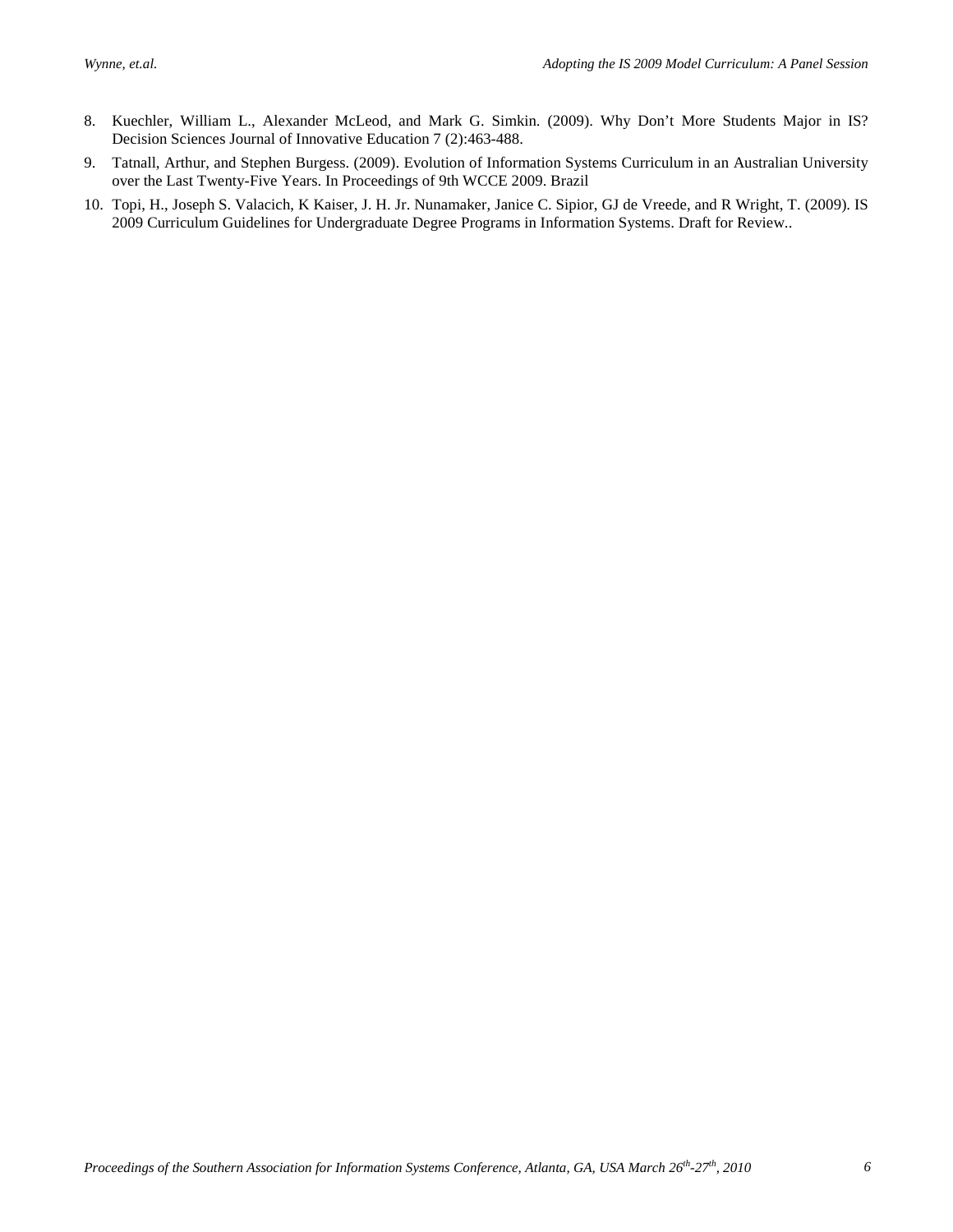8. Kuechler, William L., Alexander McLeod, and Mark G. Simkin. (2009). Why Don't More Students Major in IS? Decision Sciences Journal of Innovative Education 7 (2):463-488.
9. Tatnall, Arthur, and Stephen Burgess. (2009). Evolution of Information Systems Curriculum in an Australian University over the Last Twenty-Five Years. In Proceedings of 9th WCCE 2009. Brazil
10. Topi, H., Joseph S. Valacich, K Kaiser, J. H. Jr. Nunamaker, Janice C. Sipior, GJ de Vreede, and R Wright, T. (2009). IS 2009 Curriculum Guidelines for Undergraduate Degree Programs in Information Systems. Draft for Review..